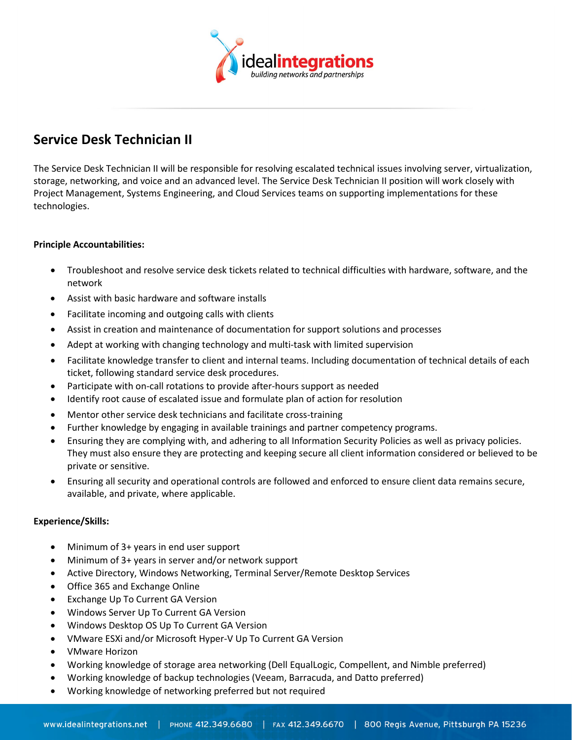# Service Desk Technician II

The Service Desk Technician II will be responsible for resolving escalated technical issues involving server, virtualization, storage, networking, and voice and an advanced level. The Service Desk Technician II position will work closely with Project Management, Systems Engineering, and Cloud Services teams on supporting implementations for these technologies.

**Principle Accountabilities:**

- Troubleshoot and resolve service desk tickets related to technical difficulties with hardware, software, and the network
- Assist with basic hardware and software installs
- Facilitate incoming and outgoing calls with clients
- Assist in creation and maintenance of documentation for support solutions and processes
- Adept at working with changing technology and multi-task with limited supervision
- Facilitate knowledge transfer to client and internal teams. Including documentation of technical details of each ticket, following standard service desk procedures.
- Participate with on-call rotations to provide after-hours support as needed
- Identify root cause of escalated issue and formulate plan of action for resolution
- Mentor other service desk technicians and facilitate cross-training
- Further knowledge by engaging in available trainings and partner competency programs.
- Ensuring they are complying with, and adhering to all Information Security Policies as well as privacy policies. They must also ensure they are protecting and keeping secure all client information considered or believed to be private or sensitive.
- Ensuring all security and operational controls are followed and enforced to ensure client data remains secure, available, and private, where applicable.

**Experience/Skills:**

- Minimum of 3+ years in end user support
- Minimum of 3+ years in server and/or network support
- Active Directory, Windows Networking, Terminal Server/Remote Desktop Services
- Office 365 and Exchange Online
- Exchange Up To Current GA Version
- Windows Server Up To Current GA Version
- Windows Desktop OS Up To Current GA Version
- VMware ESXi and/or Microsoft Hyper-V Up To Current GA Version
- VMware Horizon
- Working knowledge of storage area networking (Dell EqualLogic, Compellent, and Nimble preferred)
- Working knowledge of backup technologies (Veeam, Barracuda, and Datto preferred)
- Working knowledge of networking preferred but not required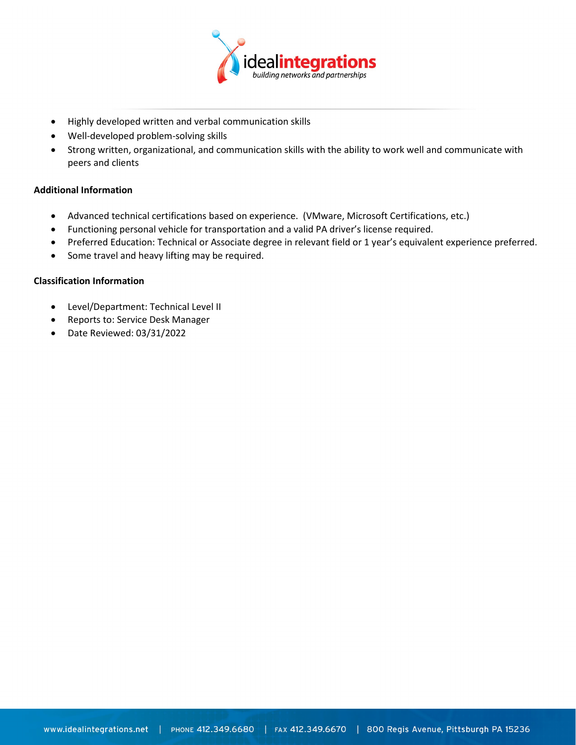- Highly developed written and verbal communication skills
- Well-developed problem-solving skills
- Strong written, organizational, and communication skills with the ability to work well and communicate with peers and clients

**Additional Information**

- Advanced technical certifications based on experience. (VMware, Microsoft Certifications, etc.)
- Functioning personal vehicle for transportation and a valid PA driver's license required.
- Preferred Education: Technical or Associate degree in relevant field or 1 year's equivalent experience preferred.
- Some travel and heavy lifting may be required.

**Classification Information**

- Level/Department: Technical Level II
- Reports to: Service Desk Manager
- Date Reviewed: 03/31/2022